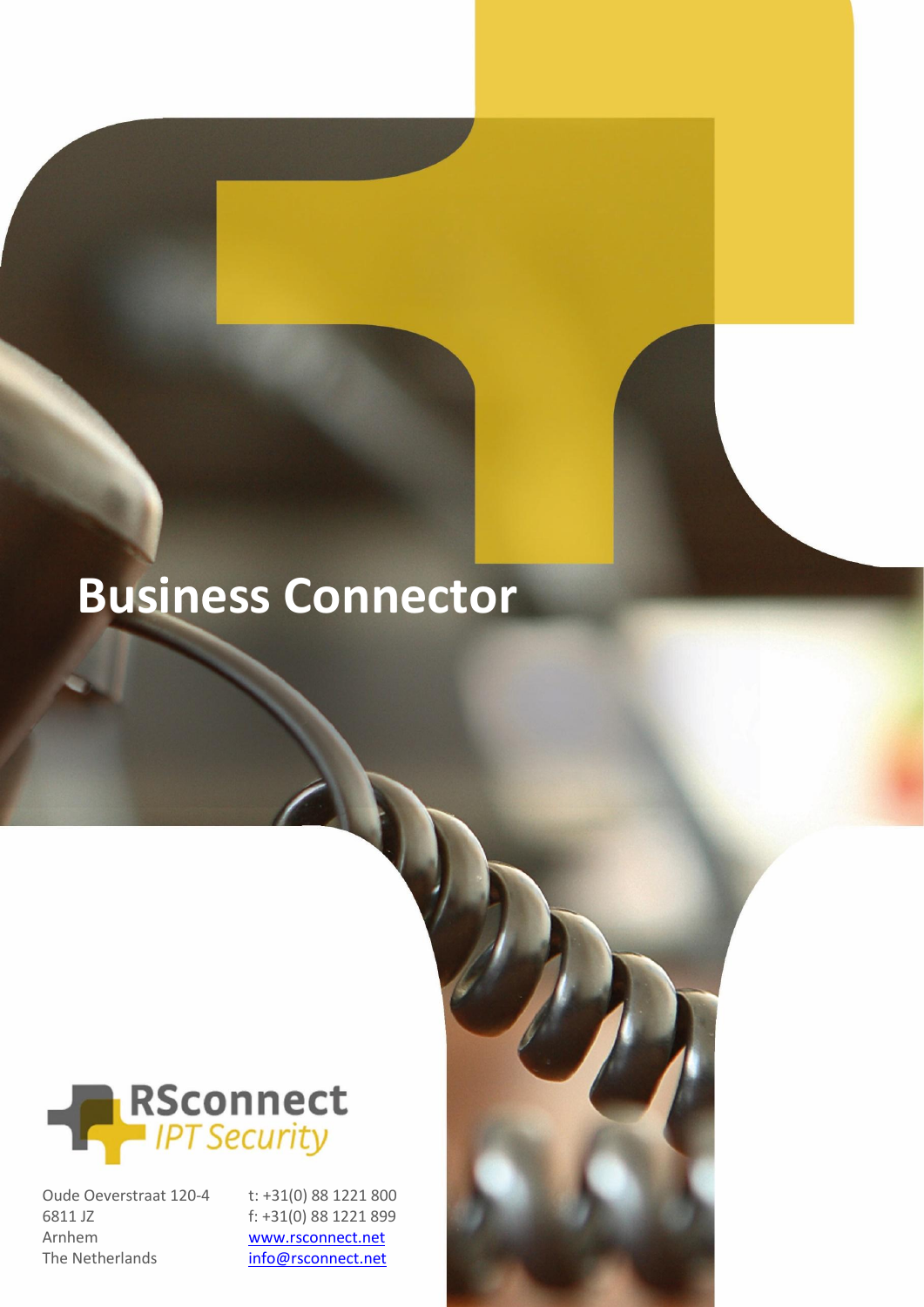# Business Connector

RSconnect
*IPT Security*

Oude Oeverstraat 120-4
6811 JZ
Arnhem
The Netherlands

t: +31(0) 88 1221 800
f: +31(0) 88 1221 899
www.rsconnect.net
info@rsconnect.net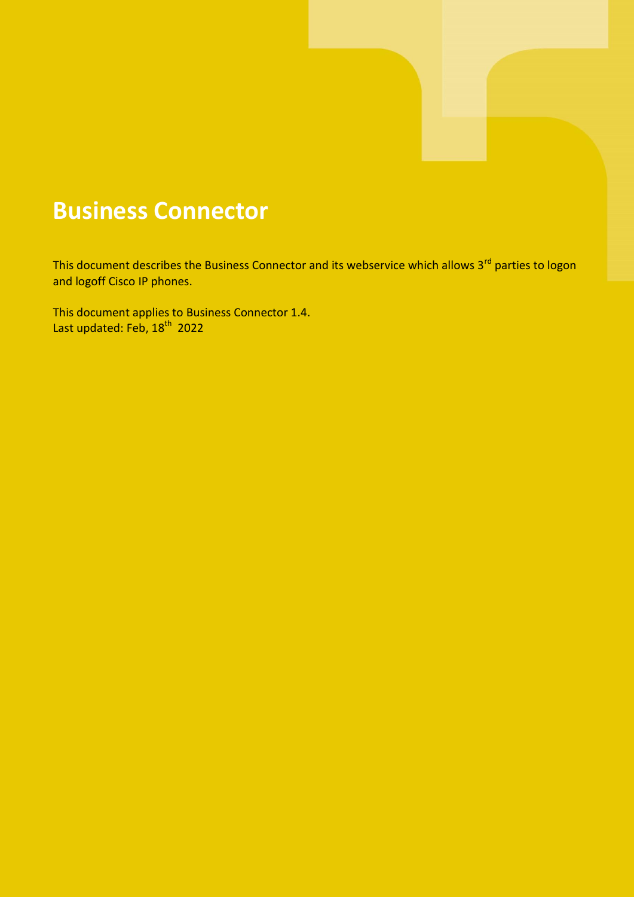# Business Connector

This document describes the Business Connector and its webservice which allows 3rd parties to logon and logoff Cisco IP phones.

This document applies to Business Connector 1.4.
Last updated: Feb, 18th 2022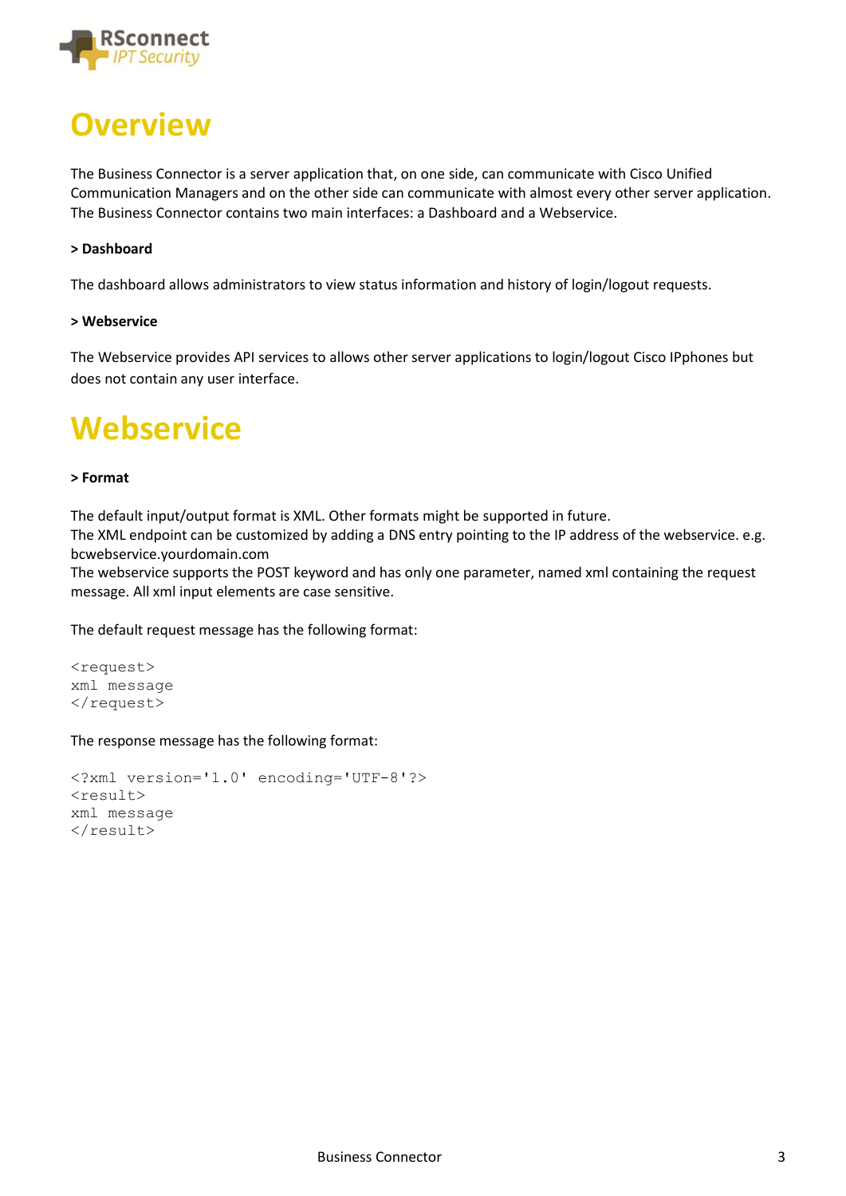# Overview

The Business Connector is a server application that, on one side, can communicate with Cisco Unified Communication Managers and on the other side can communicate with almost every other server application. The Business Connector contains two main interfaces: a Dashboard and a Webservice.

**> Dashboard**

The dashboard allows administrators to view status information and history of login/logout requests.

**> Webservice**

The Webservice provides API services to allows other server applications to login/logout Cisco IPphones but does not contain any user interface.

# Webservice

**> Format**

The default input/output format is XML. Other formats might be supported in future.
The XML endpoint can be customized by adding a DNS entry pointing to the IP address of the webservice. e.g. bcwebservice.yourdomain.com
The webservice supports the POST keyword and has only one parameter, named xml containing the request message. All xml input elements are case sensitive.

The default request message has the following format:

```
<request>
xml message
</request>
```

The response message has the following format:

```
<?xml version='1.0' encoding='UTF-8'?>
<result>
xml message
</result>
```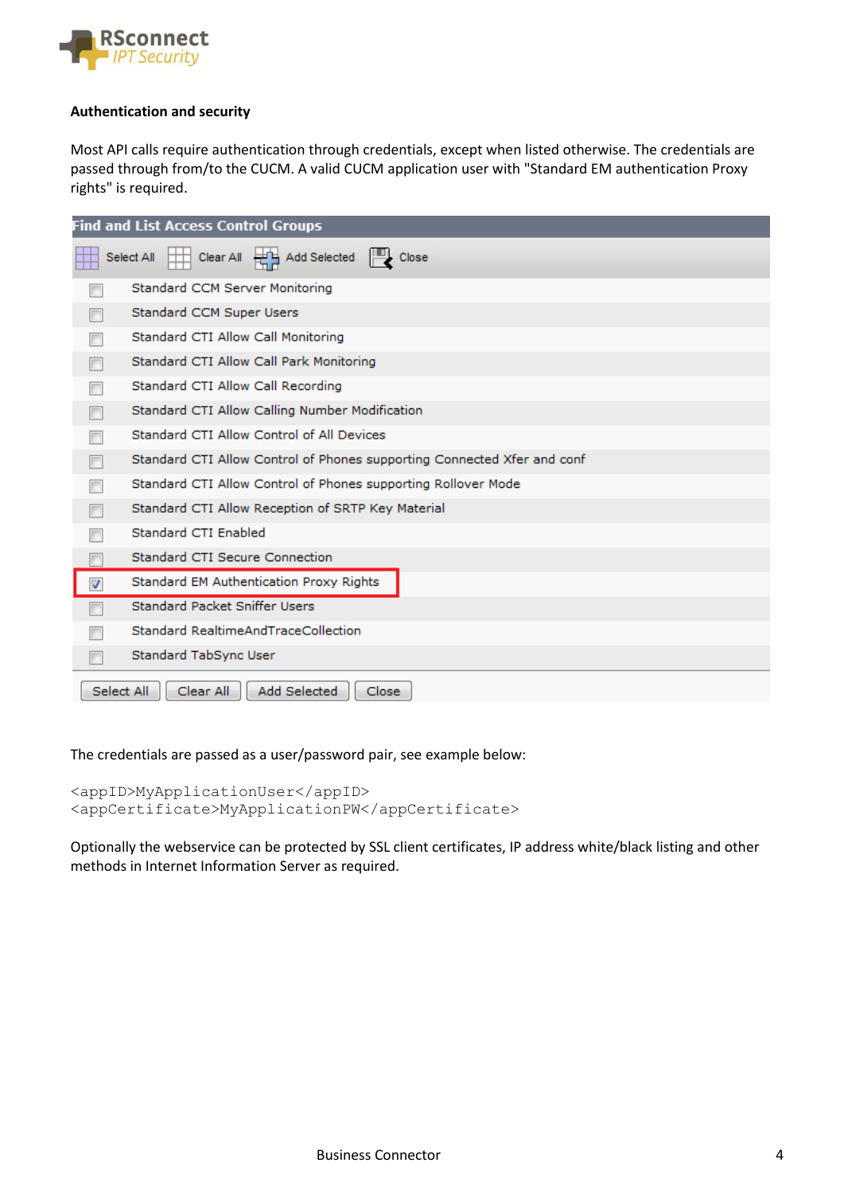**Authentication and security**

Most API calls require authentication through credentials, except when listed otherwise. The credentials are passed through from/to the CUCM. A valid CUCM application user with "Standard EM authentication Proxy rights" is required.

**Find and List Access Control Groups**

Select All | Clear All | Add Selected | Close

| | |
|---|---|
| ☐ | Standard CCM Server Monitoring |
| ☐ | Standard CCM Super Users |
| ☐ | Standard CTI Allow Call Monitoring |
| ☐ | Standard CTI Allow Call Park Monitoring |
| ☐ | Standard CTI Allow Call Recording |
| ☐ | Standard CTI Allow Calling Number Modification |
| ☐ | Standard CTI Allow Control of All Devices |
| ☐ | Standard CTI Allow Control of Phones supporting Connected Xfer and conf |
| ☐ | Standard CTI Allow Control of Phones supporting Rollover Mode |
| ☐ | Standard CTI Allow Reception of SRTP Key Material |
| ☐ | Standard CTI Enabled |
| ☐ | Standard CTI Secure Connection |
| ☑ | Standard EM Authentication Proxy Rights |
| ☐ | Standard Packet Sniffer Users |
| ☐ | Standard RealtimeAndTraceCollection |
| ☐ | Standard TabSync User |

Select All | Clear All | Add Selected | Close

The credentials are passed as a user/password pair, see example below:

```
<appID>MyApplicationUser</appID>
<appCertificate>MyApplicationPW</appCertificate>
```

Optionally the webservice can be protected by SSL client certificates, IP address white/black listing and other methods in Internet Information Server as required.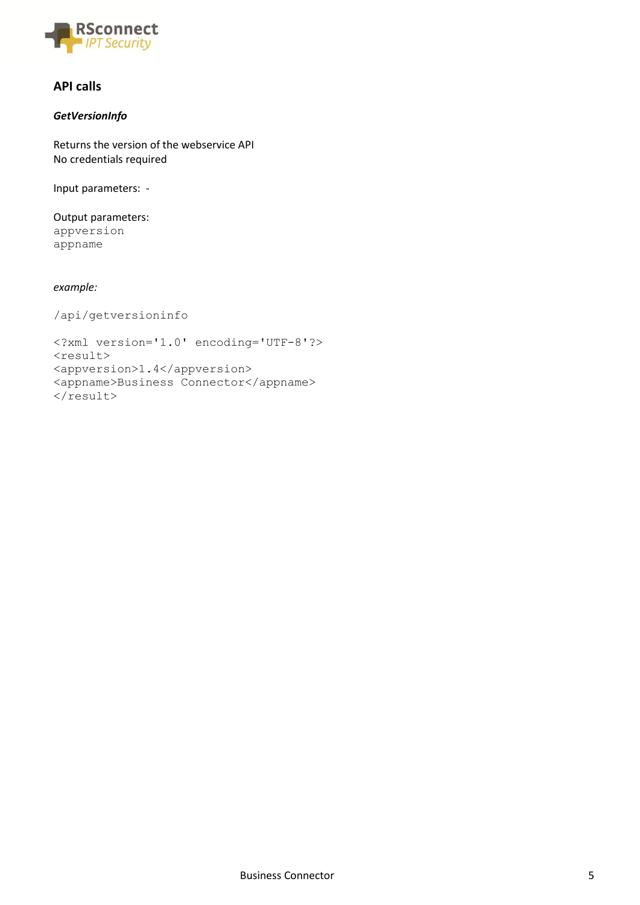## API calls

### *GetVersionInfo*

Returns the version of the webservice API
No credentials required

Input parameters: -

Output parameters:
```
appversion
appname
```

*example:*

```
/api/getversioninfo

<?xml version='1.0' encoding='UTF-8'?>
<result>
<appversion>1.4</appversion>
<appname>Business Connector</appname>
</result>
```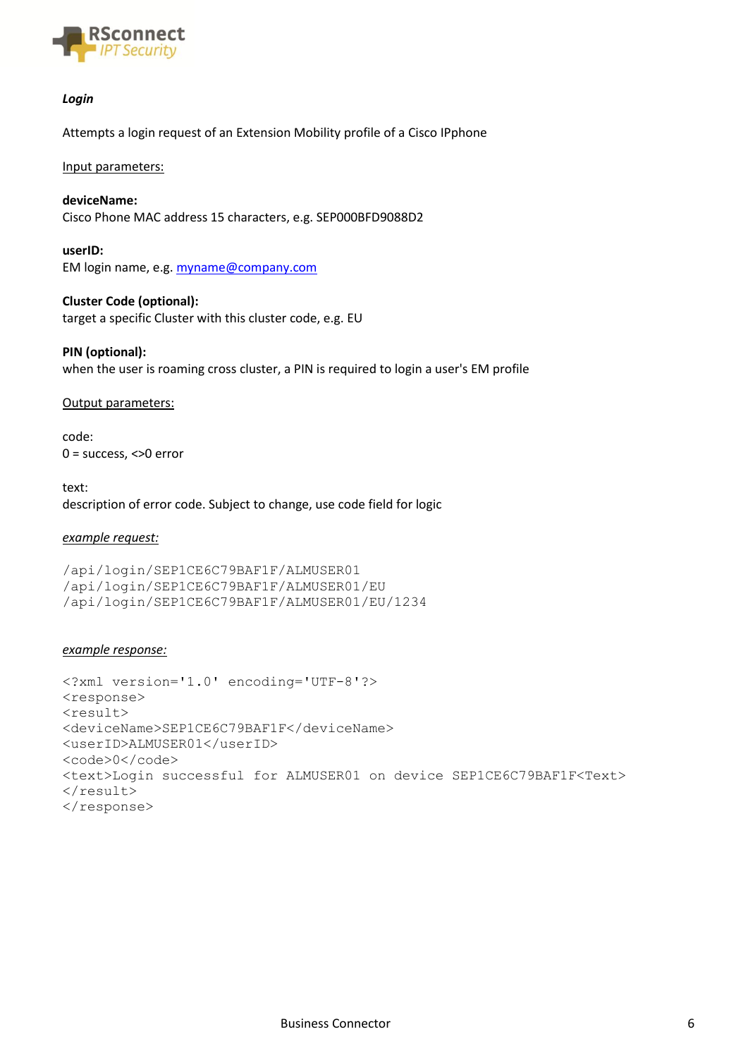***Login***

Attempts a login request of an Extension Mobility profile of a Cisco IPphone

<u>Input parameters:</u>

**deviceName:**
Cisco Phone MAC address 15 characters, e.g. SEP000BFD9088D2

**userID:**
EM login name, e.g. myname@company.com

**Cluster Code (optional):**
target a specific Cluster with this cluster code, e.g. EU

**PIN (optional):**
when the user is roaming cross cluster, a PIN is required to login a user's EM profile

<u>Output parameters:</u>

code:
0 = success, <>0 error

text:
description of error code. Subject to change, use code field for logic

*<u>example request:</u>*

```
/api/login/SEP1CE6C79BAF1F/ALMUSER01
/api/login/SEP1CE6C79BAF1F/ALMUSER01/EU
/api/login/SEP1CE6C79BAF1F/ALMUSER01/EU/1234
```

*<u>example response:</u>*

```
<?xml version='1.0' encoding='UTF-8'?>
<response>
<result>
<deviceName>SEP1CE6C79BAF1F</deviceName>
<userID>ALMUSER01</userID>
<code>0</code>
<text>Login successful for ALMUSER01 on device SEP1CE6C79BAF1F<Text>
</result>
</response>
```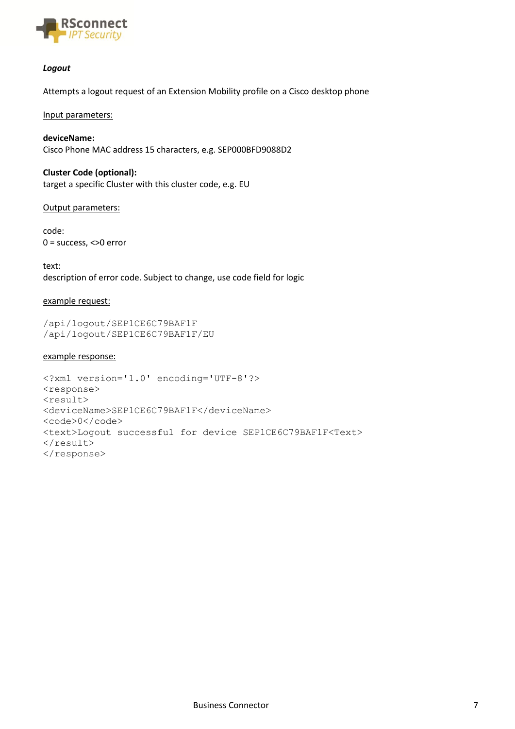***Logout***

Attempts a logout request of an Extension Mobility profile on a Cisco desktop phone

Input parameters:

**deviceName:**
Cisco Phone MAC address 15 characters, e.g. SEP000BFD9088D2

**Cluster Code (optional):**
target a specific Cluster with this cluster code, e.g. EU

Output parameters:

code:
0 = success, <>0 error

text:
description of error code. Subject to change, use code field for logic

example request:

```
/api/logout/SEP1CE6C79BAF1F
/api/logout/SEP1CE6C79BAF1F/EU
```

example response:

```
<?xml version='1.0' encoding='UTF-8'?>
<response>
<result>
<deviceName>SEP1CE6C79BAF1F</deviceName>
<code>0</code>
<text>Logout successful for device SEP1CE6C79BAF1F<Text>
</result>
</response>
```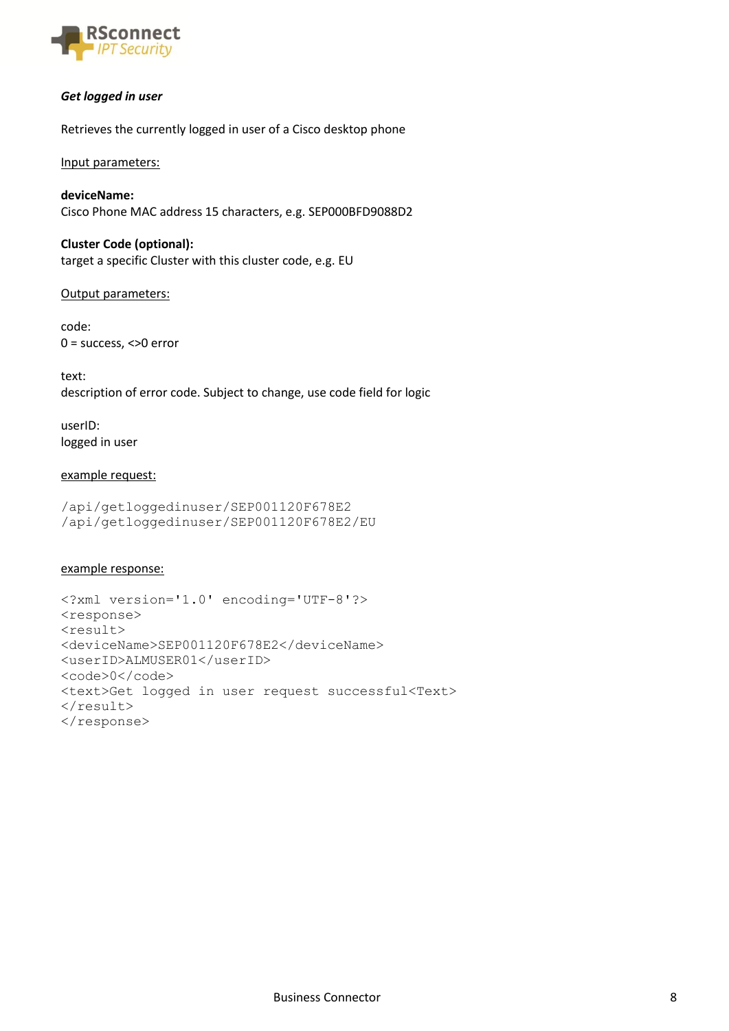***Get logged in user***

Retrieves the currently logged in user of a Cisco desktop phone

<u>Input parameters:</u>

**deviceName:**
Cisco Phone MAC address 15 characters, e.g. SEP000BFD9088D2

**Cluster Code (optional):**
target a specific Cluster with this cluster code, e.g. EU

<u>Output parameters:</u>

code:
0 = success, <>0 error

text:
description of error code. Subject to change, use code field for logic

userID:
logged in user

<u>example request:</u>

```
/api/getloggedinuser/SEP001120F678E2
/api/getloggedinuser/SEP001120F678E2/EU
```

<u>example response:</u>

```
<?xml version='1.0' encoding='UTF-8'?>
<response>
<result>
<deviceName>SEP001120F678E2</deviceName>
<userID>ALMUSER01</userID>
<code>0</code>
<text>Get logged in user request successful<Text>
</result>
</response>
```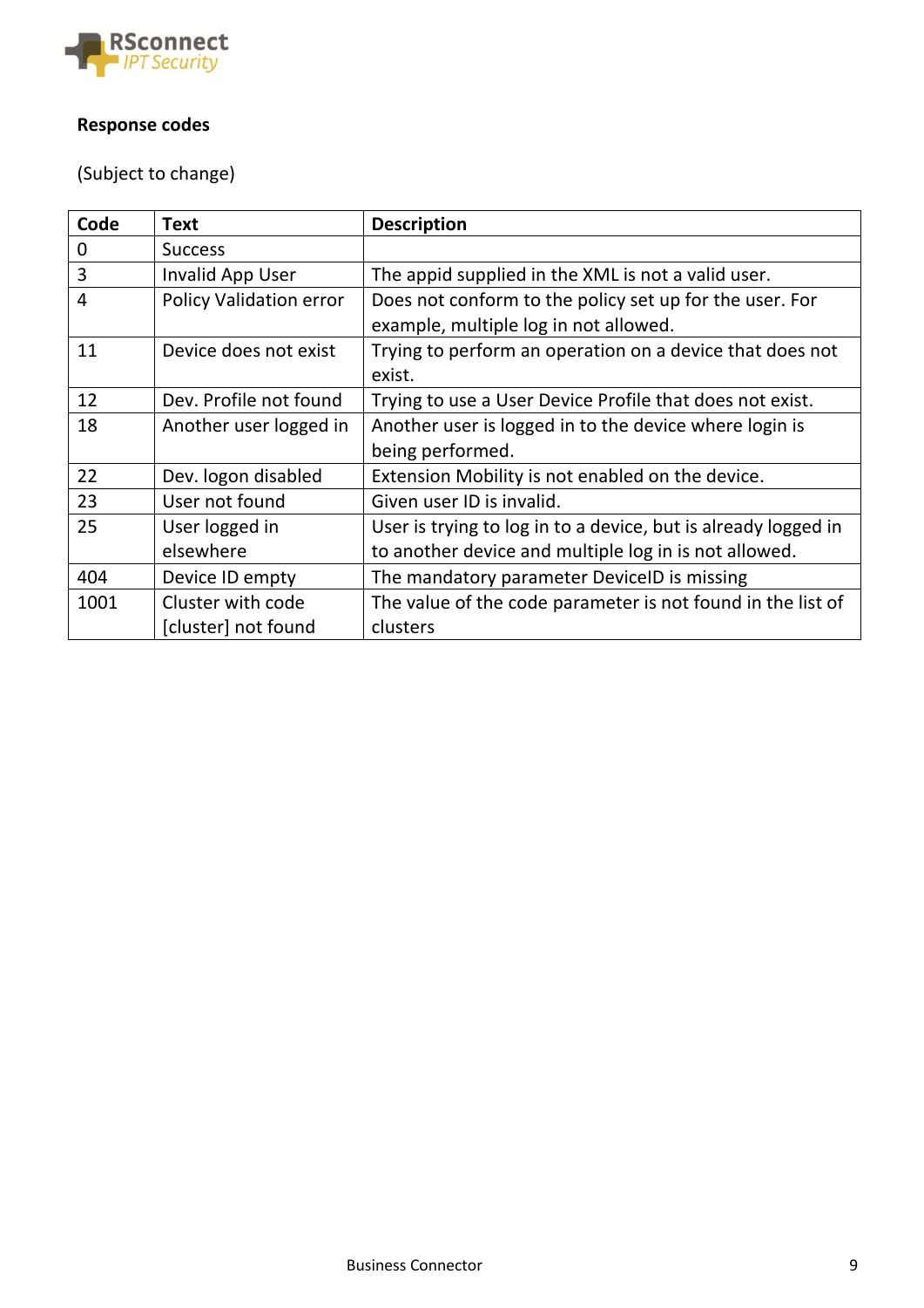**Response codes**

(Subject to change)

| Code | Text | Description |
|---|---|---|
| 0 | Success | |
| 3 | Invalid App User | The appid supplied in the XML is not a valid user. |
| 4 | Policy Validation error | Does not conform to the policy set up for the user. For example, multiple log in not allowed. |
| 11 | Device does not exist | Trying to perform an operation on a device that does not exist. |
| 12 | Dev. Profile not found | Trying to use a User Device Profile that does not exist. |
| 18 | Another user logged in | Another user is logged in to the device where login is being performed. |
| 22 | Dev. logon disabled | Extension Mobility is not enabled on the device. |
| 23 | User not found | Given user ID is invalid. |
| 25 | User logged in elsewhere | User is trying to log in to a device, but is already logged in to another device and multiple log in is not allowed. |
| 404 | Device ID empty | The mandatory parameter DeviceID is missing |
| 1001 | Cluster with code [cluster] not found | The value of the code parameter is not found in the list of clusters |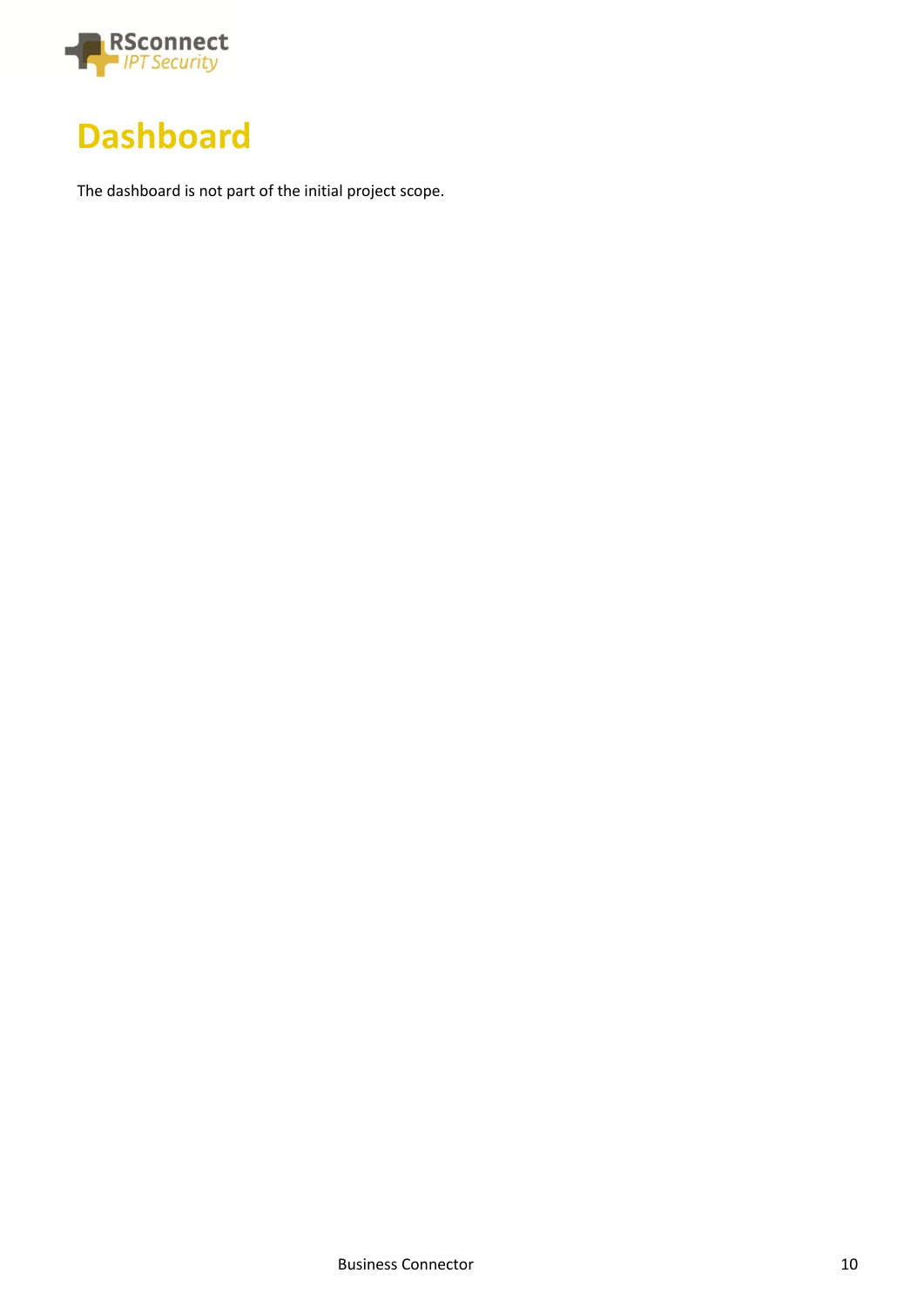# Dashboard

The dashboard is not part of the initial project scope.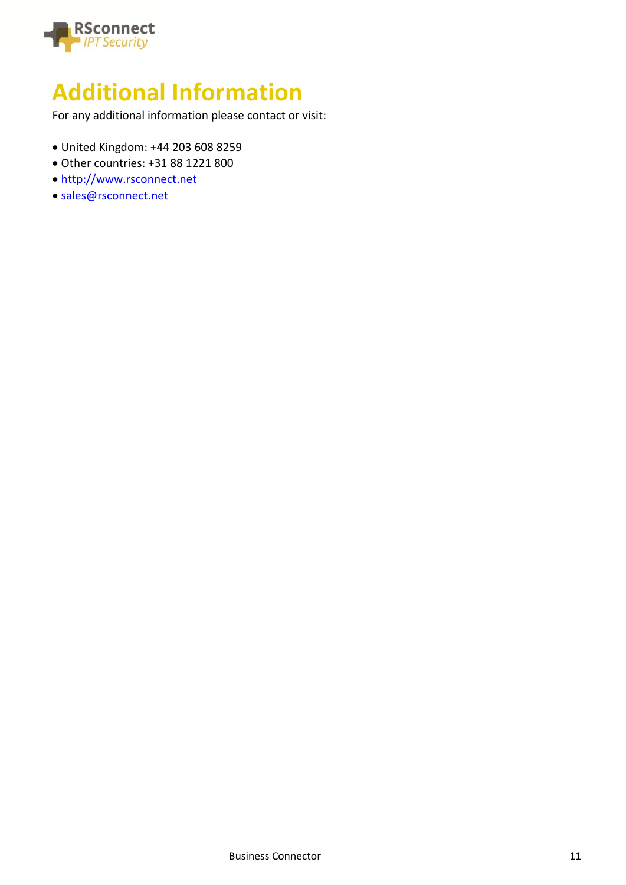# Additional Information

For any additional information please contact or visit:

- United Kingdom: +44 203 608 8259
- Other countries: +31 88 1221 800
- http://www.rsconnect.net
- sales@rsconnect.net